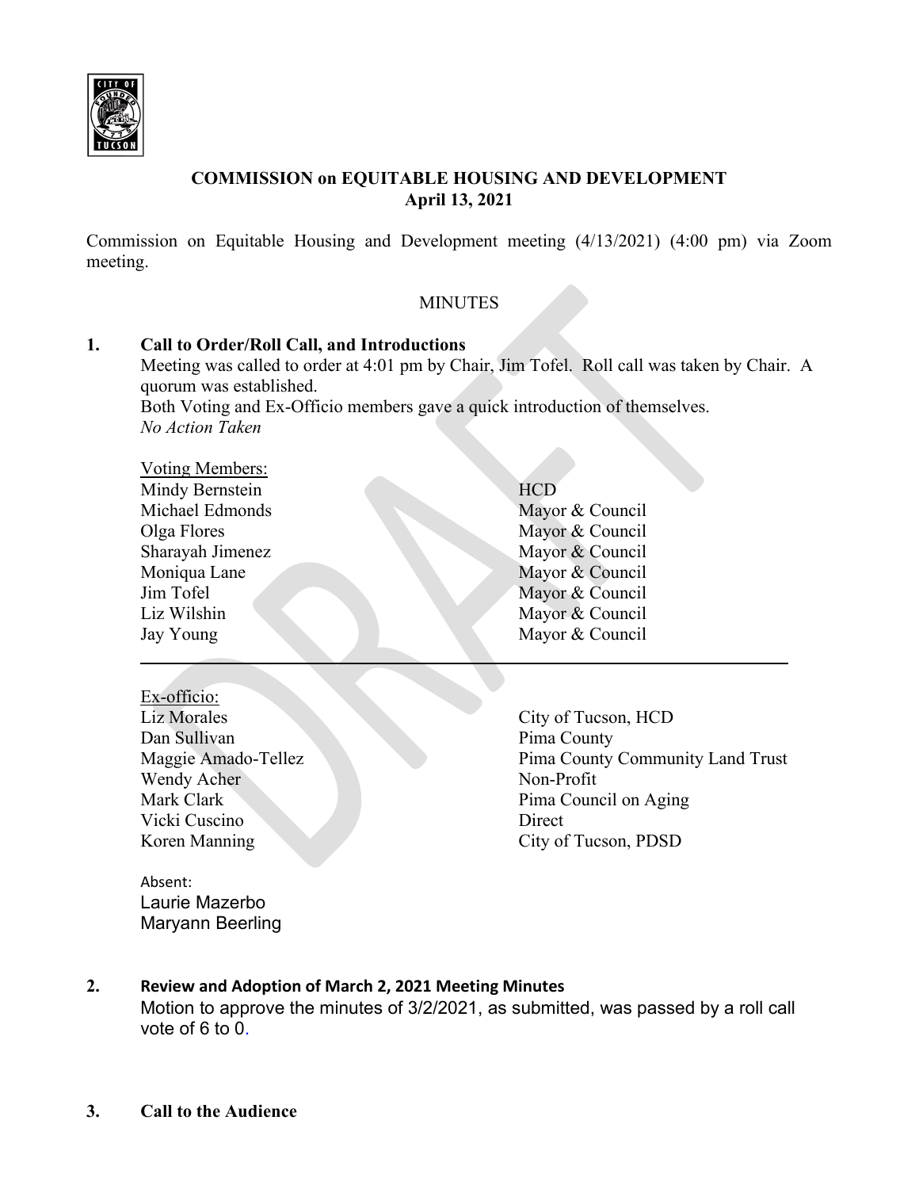**COMMISSION on EQUITABLE HOUSING AND DEVELOPMENT**
**April 13, 2021**

Commission on Equitable Housing and Development meeting (4/13/2021) (4:00 pm) via Zoom meeting.

MINUTES

**1. Call to Order/Roll Call, and Introductions**

Meeting was called to order at 4:01 pm by Chair, Jim Tofel. Roll call was taken by Chair. A quorum was established.
Both Voting and Ex-Officio members gave a quick introduction of themselves.
*No Action Taken*

| Voting Members: | |
|---|---|
| Mindy Bernstein | HCD |
| Michael Edmonds | Mayor & Council |
| Olga Flores | Mayor & Council |
| Sharayah Jimenez | Mayor & Council |
| Moniqua Lane | Mayor & Council |
| Jim Tofel | Mayor & Council |
| Liz Wilshin | Mayor & Council |
| Jay Young | Mayor & Council |

| Ex-officio: | |
|---|---|
| Liz Morales | City of Tucson, HCD |
| Dan Sullivan | Pima County |
| Maggie Amado-Tellez | Pima County Community Land Trust |
| Wendy Acher | Non-Profit |
| Mark Clark | Pima Council on Aging |
| Vicki Cuscino | Direct |
| Koren Manning | City of Tucson, PDSD |

Absent:
Laurie Mazerbo
Maryann Beerling

**2. Review and Adoption of March 2, 2021 Meeting Minutes**

Motion to approve the minutes of 3/2/2021, as submitted, was passed by a roll call vote of 6 to 0.

**3. Call to the Audience**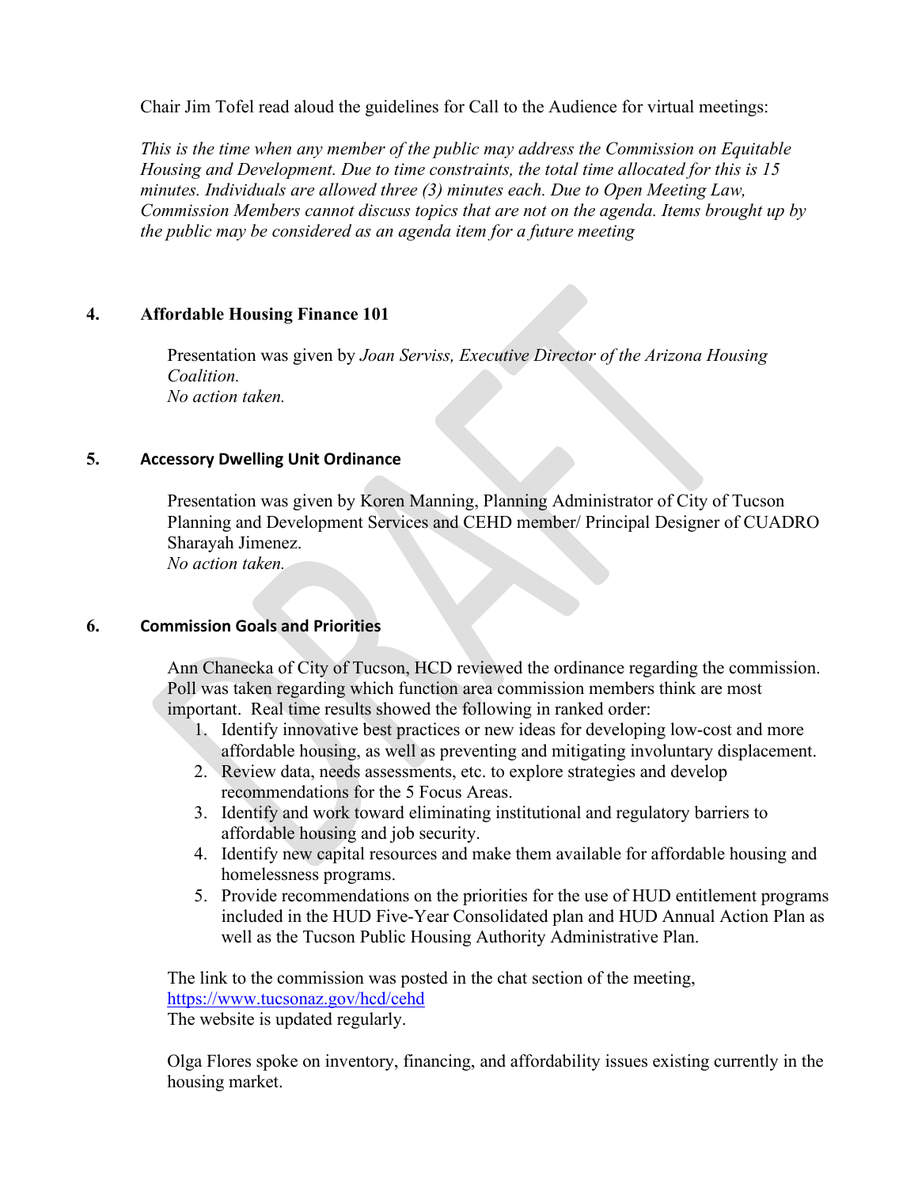Chair Jim Tofel read aloud the guidelines for Call to the Audience for virtual meetings:

*This is the time when any member of the public may address the Commission on Equitable Housing and Development. Due to time constraints, the total time allocated for this is 15 minutes. Individuals are allowed three (3) minutes each. Due to Open Meeting Law, Commission Members cannot discuss topics that are not on the agenda. Items brought up by the public may be considered as an agenda item for a future meeting*

## 4. Affordable Housing Finance 101

Presentation was given by *Joan Serviss, Executive Director of the Arizona Housing Coalition.*
*No action taken.*

## 5. Accessory Dwelling Unit Ordinance

Presentation was given by Koren Manning, Planning Administrator of City of Tucson Planning and Development Services and CEHD member/ Principal Designer of CUADRO Sharayah Jimenez.
*No action taken.*

## 6. Commission Goals and Priorities

Ann Chanecka of City of Tucson, HCD reviewed the ordinance regarding the commission. Poll was taken regarding which function area commission members think are most important. Real time results showed the following in ranked order:

1. Identify innovative best practices or new ideas for developing low-cost and more affordable housing, as well as preventing and mitigating involuntary displacement.
2. Review data, needs assessments, etc. to explore strategies and develop recommendations for the 5 Focus Areas.
3. Identify and work toward eliminating institutional and regulatory barriers to affordable housing and job security.
4. Identify new capital resources and make them available for affordable housing and homelessness programs.
5. Provide recommendations on the priorities for the use of HUD entitlement programs included in the HUD Five-Year Consolidated plan and HUD Annual Action Plan as well as the Tucson Public Housing Authority Administrative Plan.

The link to the commission was posted in the chat section of the meeting, https://www.tucsonaz.gov/hcd/cehd
The website is updated regularly.

Olga Flores spoke on inventory, financing, and affordability issues existing currently in the housing market.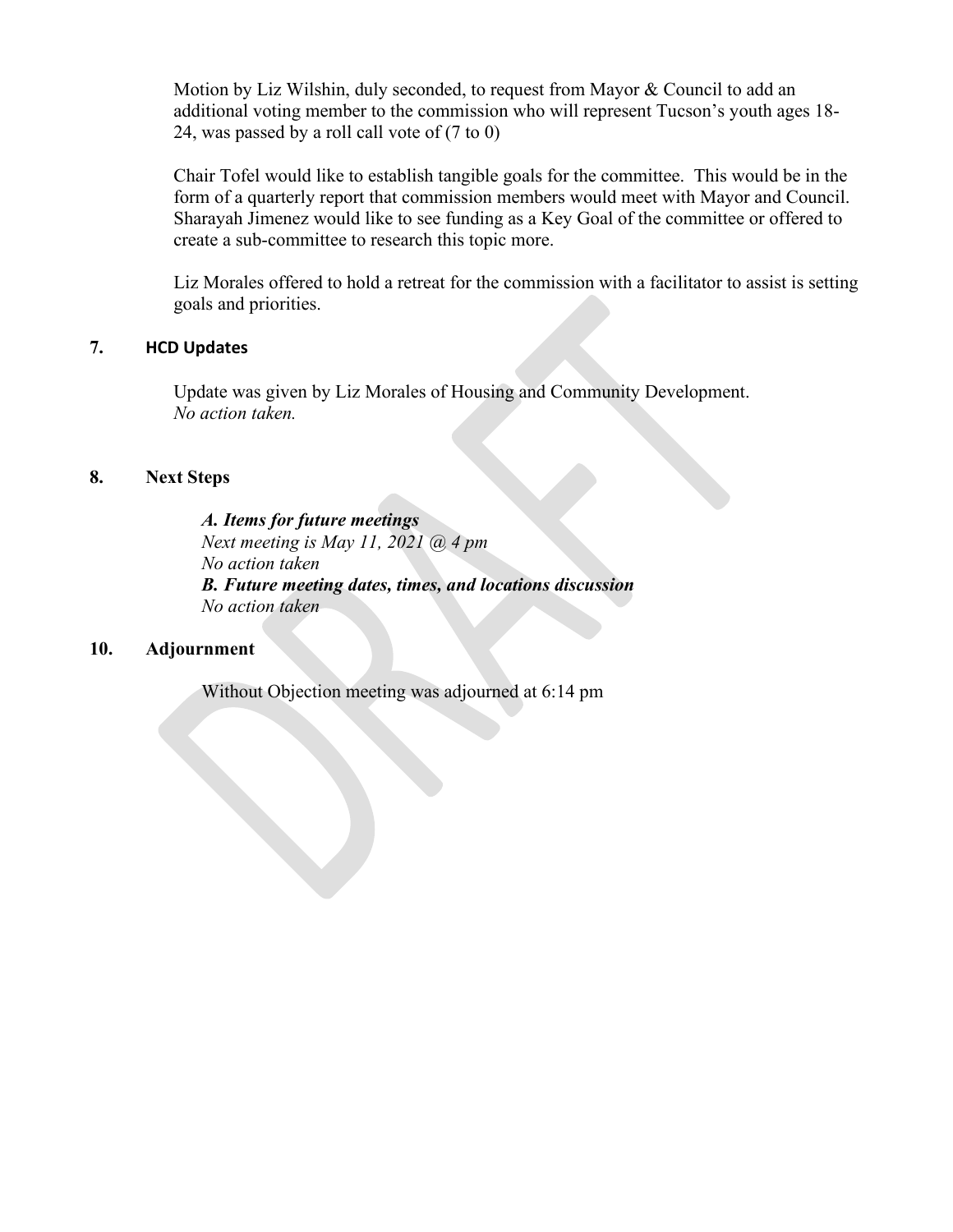Motion by Liz Wilshin, duly seconded, to request from Mayor & Council to add an additional voting member to the commission who will represent Tucson's youth ages 18-24, was passed by a roll call vote of (7 to 0)

Chair Tofel would like to establish tangible goals for the committee. This would be in the form of a quarterly report that commission members would meet with Mayor and Council. Sharayah Jimenez would like to see funding as a Key Goal of the committee or offered to create a sub-committee to research this topic more.

Liz Morales offered to hold a retreat for the commission with a facilitator to assist is setting goals and priorities.

## 7. HCD Updates

Update was given by Liz Morales of Housing and Community Development.
*No action taken.*

## 8. Next Steps

***A. Items for future meetings***
*Next meeting is May 11, 2021 @ 4 pm*
*No action taken*
***B. Future meeting dates, times, and locations discussion***
*No action taken*

## 10. Adjournment

Without Objection meeting was adjourned at 6:14 pm